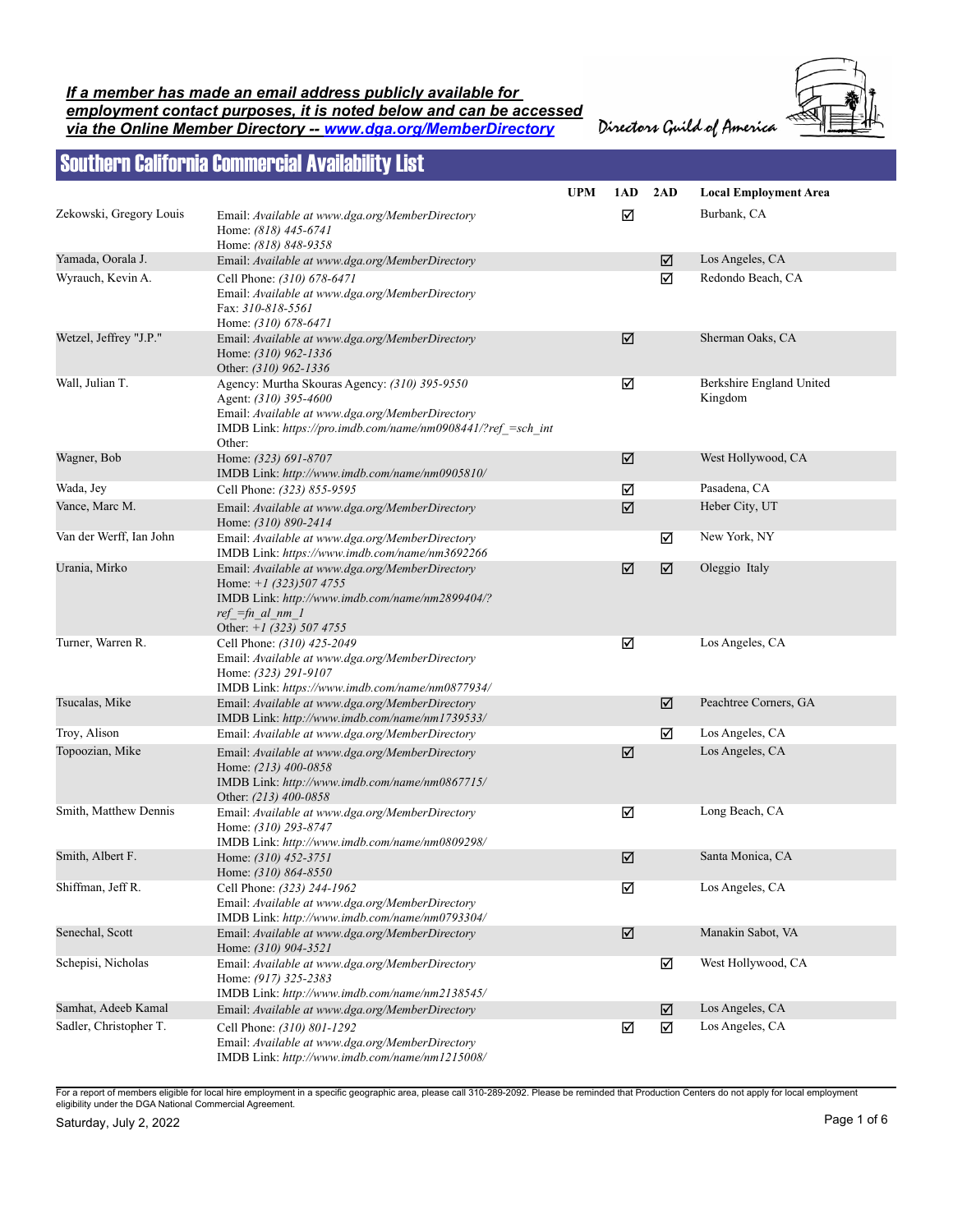***If a member has made an email address publicly available for employment contact purposes, it is noted below and can be accessed via the Online Member Directory -- [www.dga.org/MemberDirectory](http://www.dga.org/MemberDirectory)***

Directors Guild of America

# Southern California Commercial Availability List

| Name | Contact | UPM | 1AD | 2AD | Local Employment Area |
|---|---|---|---|---|---|
| Zekowski, Gregory Louis | Email: *Available at www.dga.org/MemberDirectory*<br>Home: *(818) 445-6741*<br>Home: *(818) 848-9358* | | ☑ | | Burbank, CA |
| Yamada, Oorala J. | Email: *Available at www.dga.org/MemberDirectory* | | | ☑ | Los Angeles, CA |
| Wyrauch, Kevin A. | Cell Phone: *(310) 678-6471*<br>Email: *Available at www.dga.org/MemberDirectory*<br>Fax: *310-818-5561*<br>Home: *(310) 678-6471* | | | ☑ | Redondo Beach, CA |
| Wetzel, Jeffrey "J.P." | Email: *Available at www.dga.org/MemberDirectory*<br>Home: *(310) 962-1336*<br>Other: *(310) 962-1336* | | ☑ | | Sherman Oaks, CA |
| Wall, Julian T. | Agency: Murtha Skouras Agency: *(310) 395-9550*<br>Agent: *(310) 395-4600*<br>Email: *Available at www.dga.org/MemberDirectory*<br>IMDB Link: *https://pro.imdb.com/name/nm0908441/?ref_=sch_int*<br>Other: | | ☑ | | Berkshire England United Kingdom |
| Wagner, Bob | Home: *(323) 691-8707*<br>IMDB Link: *http://www.imdb.com/name/nm0905810/* | | ☑ | | West Hollywood, CA |
| Wada, Jey | Cell Phone: *(323) 855-9595* | | ☑ | | Pasadena, CA |
| Vance, Marc M. | Email: *Available at www.dga.org/MemberDirectory*<br>Home: *(310) 890-2414* | | ☑ | | Heber City, UT |
| Van der Werff, Ian John | Email: *Available at www.dga.org/MemberDirectory*<br>IMDB Link: *https://www.imdb.com/name/nm3692266* | | | ☑ | New York, NY |
| Urania, Mirko | Email: *Available at www.dga.org/MemberDirectory*<br>Home: *+1 (323)507 4755*<br>IMDB Link: *http://www.imdb.com/name/nm2899404/?ref_=fn_al_nm_1*<br>Other: *+1 (323) 507 4755* | | ☑ | ☑ | Oleggio Italy |
| Turner, Warren R. | Cell Phone: *(310) 425-2049*<br>Email: *Available at www.dga.org/MemberDirectory*<br>Home: *(323) 291-9107*<br>IMDB Link: *https://www.imdb.com/name/nm0877934/* | | ☑ | | Los Angeles, CA |
| Tsucalas, Mike | Email: *Available at www.dga.org/MemberDirectory*<br>IMDB Link: *http://www.imdb.com/name/nm1739533/* | | | ☑ | Peachtree Corners, GA |
| Troy, Alison | Email: *Available at www.dga.org/MemberDirectory* | | | ☑ | Los Angeles, CA |
| Topoozian, Mike | Email: *Available at www.dga.org/MemberDirectory*<br>Home: *(213) 400-0858*<br>IMDB Link: *http://www.imdb.com/name/nm0867715/*<br>Other: *(213) 400-0858* | | ☑ | | Los Angeles, CA |
| Smith, Matthew Dennis | Email: *Available at www.dga.org/MemberDirectory*<br>Home: *(310) 293-8747*<br>IMDB Link: *http://www.imdb.com/name/nm0809298/* | | ☑ | | Long Beach, CA |
| Smith, Albert F. | Home: *(310) 452-3751*<br>Home: *(310) 864-8550* | | ☑ | | Santa Monica, CA |
| Shiffman, Jeff R. | Cell Phone: *(323) 244-1962*<br>Email: *Available at www.dga.org/MemberDirectory*<br>IMDB Link: *http://www.imdb.com/name/nm0793304/* | | ☑ | | Los Angeles, CA |
| Senechal, Scott | Email: *Available at www.dga.org/MemberDirectory*<br>Home: *(310) 904-3521* | | ☑ | | Manakin Sabot, VA |
| Schepisi, Nicholas | Email: *Available at www.dga.org/MemberDirectory*<br>Home: *(917) 325-2383*<br>IMDB Link: *http://www.imdb.com/name/nm2138545/* | | | ☑ | West Hollywood, CA |
| Samhat, Adeeb Kamal | Email: *Available at www.dga.org/MemberDirectory* | | | ☑ | Los Angeles, CA |
| Sadler, Christopher T. | Cell Phone: *(310) 801-1292*<br>Email: *Available at www.dga.org/MemberDirectory*<br>IMDB Link: *http://www.imdb.com/name/nm1215008/* | | ☑ | ☑ | Los Angeles, CA |

For a report of members eligible for local hire employment in a specific geographic area, please call 310-289-2092. Please be reminded that Production Centers do not apply for local employment eligibility under the DGA National Commercial Agreement.

Saturday, July 2, 2022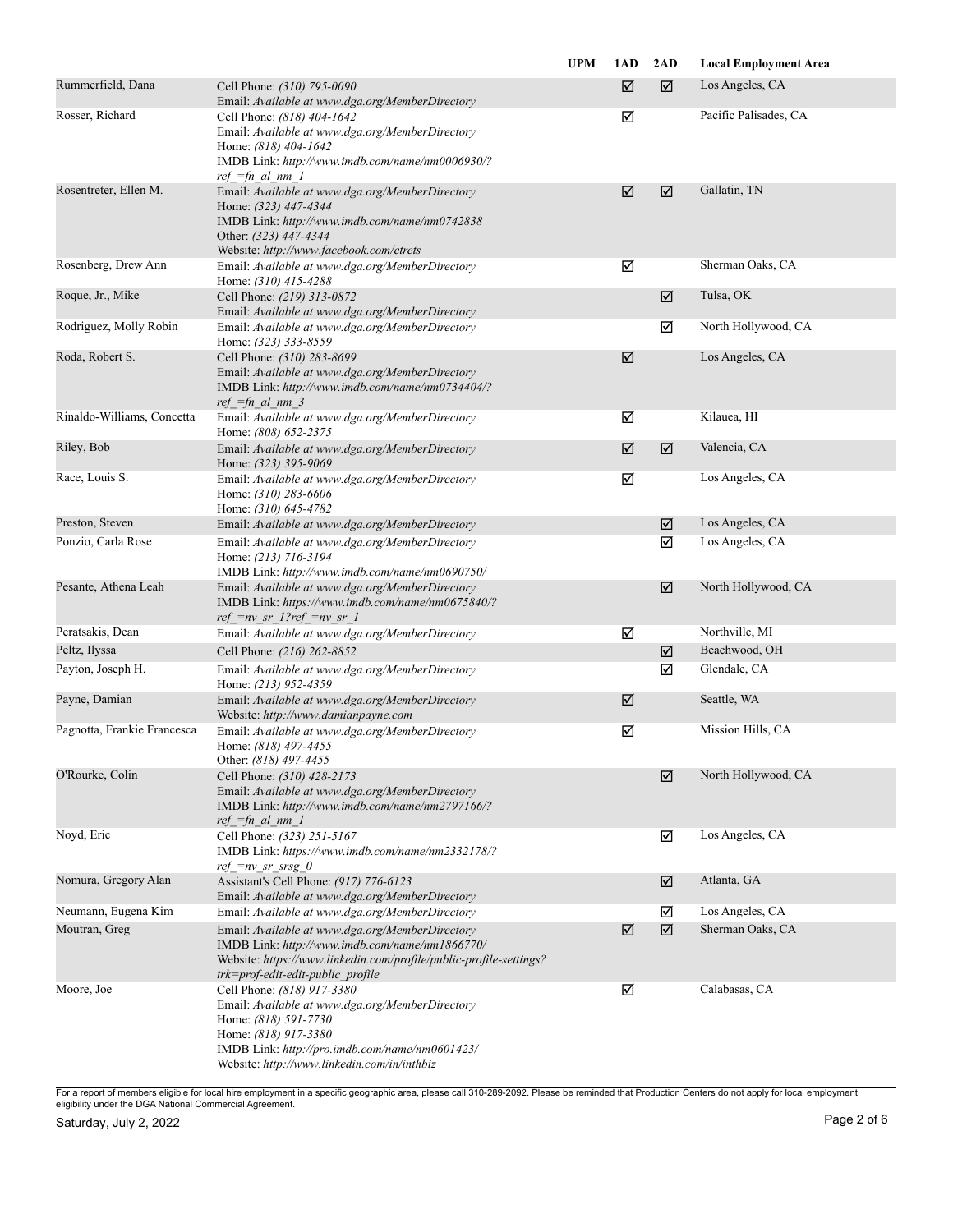| | | UPM | 1AD | 2AD | Local Employment Area |
|---|---|---|---|---|---|
| Rummerfield, Dana | Cell Phone: *(310) 795-0090*<br>Email: *Available at www.dga.org/MemberDirectory* | | ☑ | ☑ | Los Angeles, CA |
| Rosser, Richard | Cell Phone: *(818) 404-1642*<br>Email: *Available at www.dga.org/MemberDirectory*<br>Home: *(818) 404-1642*<br>IMDB Link: *http://www.imdb.com/name/nm0006930/?ref_=fn_al_nm_1* | | ☑ | | Pacific Palisades, CA |
| Rosentreter, Ellen M. | Email: *Available at www.dga.org/MemberDirectory*<br>Home: *(323) 447-4344*<br>IMDB Link: *http://www.imdb.com/name/nm0742838*<br>Other: *(323) 447-4344*<br>Website: *http://www.facebook.com/etrets* | | ☑ | ☑ | Gallatin, TN |
| Rosenberg, Drew Ann | Email: *Available at www.dga.org/MemberDirectory*<br>Home: *(310) 415-4288* | | ☑ | | Sherman Oaks, CA |
| Roque, Jr., Mike | Cell Phone: *(219) 313-0872*<br>Email: *Available at www.dga.org/MemberDirectory* | | | ☑ | Tulsa, OK |
| Rodriguez, Molly Robin | Email: *Available at www.dga.org/MemberDirectory*<br>Home: *(323) 333-8559* | | | ☑ | North Hollywood, CA |
| Roda, Robert S. | Cell Phone: *(310) 283-8699*<br>Email: *Available at www.dga.org/MemberDirectory*<br>IMDB Link: *http://www.imdb.com/name/nm0734404/?ref_=fn_al_nm_3* | | ☑ | | Los Angeles, CA |
| Rinaldo-Williams, Concetta | Email: *Available at www.dga.org/MemberDirectory*<br>Home: *(808) 652-2375* | | ☑ | | Kilauea, HI |
| Riley, Bob | Email: *Available at www.dga.org/MemberDirectory*<br>Home: *(323) 395-9069* | | ☑ | ☑ | Valencia, CA |
| Race, Louis S. | Email: *Available at www.dga.org/MemberDirectory*<br>Home: *(310) 283-6606*<br>Home: *(310) 645-4782* | | ☑ | | Los Angeles, CA |
| Preston, Steven | Email: *Available at www.dga.org/MemberDirectory* | | | ☑ | Los Angeles, CA |
| Ponzio, Carla Rose | Email: *Available at www.dga.org/MemberDirectory*<br>Home: *(213) 716-3194*<br>IMDB Link: *http://www.imdb.com/name/nm0690750/* | | | ☑ | Los Angeles, CA |
| Pesante, Athena Leah | Email: *Available at www.dga.org/MemberDirectory*<br>IMDB Link: *https://www.imdb.com/name/nm0675840/?ref_=nv_sr_1?ref_=nv_sr_1* | | | ☑ | North Hollywood, CA |
| Peratsakis, Dean | Email: *Available at www.dga.org/MemberDirectory* | | ☑ | | Northville, MI |
| Peltz, Ilyssa | Cell Phone: *(216) 262-8852* | | | ☑ | Beachwood, OH |
| Payton, Joseph H. | Email: *Available at www.dga.org/MemberDirectory*<br>Home: *(213) 952-4359* | | | ☑ | Glendale, CA |
| Payne, Damian | Email: *Available at www.dga.org/MemberDirectory*<br>Website: *http://www.damianpayne.com* | | ☑ | | Seattle, WA |
| Pagnotta, Frankie Francesca | Email: *Available at www.dga.org/MemberDirectory*<br>Home: *(818) 497-4455*<br>Other: *(818) 497-4455* | | ☑ | | Mission Hills, CA |
| O'Rourke, Colin | Cell Phone: *(310) 428-2173*<br>Email: *Available at www.dga.org/MemberDirectory*<br>IMDB Link: *http://www.imdb.com/name/nm2797166/?ref_=fn_al_nm_1* | | | ☑ | North Hollywood, CA |
| Noyd, Eric | Cell Phone: *(323) 251-5167*<br>IMDB Link: *https://www.imdb.com/name/nm2332178/?ref_=nv_sr_srsg_0* | | | ☑ | Los Angeles, CA |
| Nomura, Gregory Alan | Assistant's Cell Phone: *(917) 776-6123*<br>Email: *Available at www.dga.org/MemberDirectory* | | | ☑ | Atlanta, GA |
| Neumann, Eugena Kim | Email: *Available at www.dga.org/MemberDirectory* | | | ☑ | Los Angeles, CA |
| Moutran, Greg | Email: *Available at www.dga.org/MemberDirectory*<br>IMDB Link: *http://www.imdb.com/name/nm1866770/*<br>Website: *https://www.linkedin.com/profile/public-profile-settings?trk=prof-edit-edit-public_profile* | | ☑ | ☑ | Sherman Oaks, CA |
| Moore, Joe | Cell Phone: *(818) 917-3380*<br>Email: *Available at www.dga.org/MemberDirectory*<br>Home: *(818) 591-7730*<br>Home: *(818) 917-3380*<br>IMDB Link: *http://pro.imdb.com/name/nm0601423/*<br>Website: *http://www.linkedin.com/in/inthbiz* | | ☑ | | Calabasas, CA |

For a report of members eligible for local hire employment in a specific geographic area, please call 310-289-2092. Please be reminded that Production Centers do not apply for local employment eligibility under the DGA National Commercial Agreement.

Saturday, July 2, 2022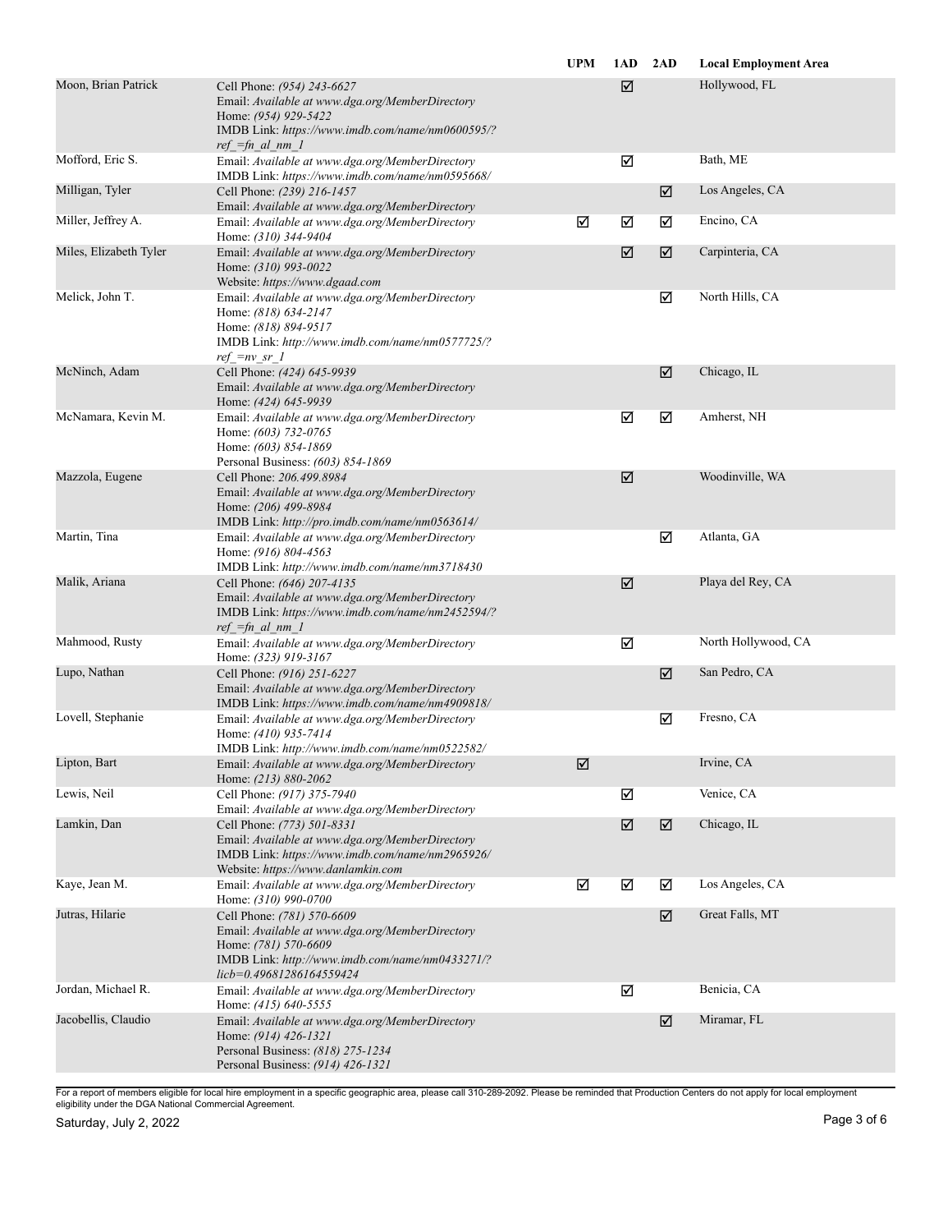| | | UPM | 1AD | 2AD | Local Employment Area |
|---|---|---|---|---|---|
| Moon, Brian Patrick | Cell Phone: *(954) 243-6627*<br>Email: *Available at www.dga.org/MemberDirectory*<br>Home: *(954) 929-5422*<br>IMDB Link: *https://www.imdb.com/name/nm0600595/?ref_=fn_al_nm_1* | | ☑ | | Hollywood, FL |
| Mofford, Eric S. | Email: *Available at www.dga.org/MemberDirectory*<br>IMDB Link: *https://www.imdb.com/name/nm0595668/* | | ☑ | | Bath, ME |
| Milligan, Tyler | Cell Phone: *(239) 216-1457*<br>Email: *Available at www.dga.org/MemberDirectory* | | | ☑ | Los Angeles, CA |
| Miller, Jeffrey A. | Email: *Available at www.dga.org/MemberDirectory*<br>Home: *(310) 344-9404* | ☑ | ☑ | ☑ | Encino, CA |
| Miles, Elizabeth Tyler | Email: *Available at www.dga.org/MemberDirectory*<br>Home: *(310) 993-0022*<br>Website: *https://www.dgaad.com* | | ☑ | ☑ | Carpinteria, CA |
| Melick, John T. | Email: *Available at www.dga.org/MemberDirectory*<br>Home: *(818) 634-2147*<br>Home: *(818) 894-9517*<br>IMDB Link: *http://www.imdb.com/name/nm0577725/?ref_=nv_sr_1* | | | ☑ | North Hills, CA |
| McNinch, Adam | Cell Phone: *(424) 645-9939*<br>Email: *Available at www.dga.org/MemberDirectory*<br>Home: *(424) 645-9939* | | | ☑ | Chicago, IL |
| McNamara, Kevin M. | Email: *Available at www.dga.org/MemberDirectory*<br>Home: *(603) 732-0765*<br>Home: *(603) 854-1869*<br>Personal Business: *(603) 854-1869* | | ☑ | ☑ | Amherst, NH |
| Mazzola, Eugene | Cell Phone: *206.499.8984*<br>Email: *Available at www.dga.org/MemberDirectory*<br>Home: *(206) 499-8984*<br>IMDB Link: *http://pro.imdb.com/name/nm0563614/* | | ☑ | | Woodinville, WA |
| Martin, Tina | Email: *Available at www.dga.org/MemberDirectory*<br>Home: *(916) 804-4563*<br>IMDB Link: *http://www.imdb.com/name/nm3718430* | | | ☑ | Atlanta, GA |
| Malik, Ariana | Cell Phone: *(646) 207-4135*<br>Email: *Available at www.dga.org/MemberDirectory*<br>IMDB Link: *https://www.imdb.com/name/nm2452594/?ref_=fn_al_nm_1* | | ☑ | | Playa del Rey, CA |
| Mahmood, Rusty | Email: *Available at www.dga.org/MemberDirectory*<br>Home: *(323) 919-3167* | | ☑ | | North Hollywood, CA |
| Lupo, Nathan | Cell Phone: *(916) 251-6227*<br>Email: *Available at www.dga.org/MemberDirectory*<br>IMDB Link: *https://www.imdb.com/name/nm4909818/* | | | ☑ | San Pedro, CA |
| Lovell, Stephanie | Email: *Available at www.dga.org/MemberDirectory*<br>Home: *(410) 935-7414*<br>IMDB Link: *http://www.imdb.com/name/nm0522582/* | | | ☑ | Fresno, CA |
| Lipton, Bart | Email: *Available at www.dga.org/MemberDirectory*<br>Home: *(213) 880-2062* | ☑ | | | Irvine, CA |
| Lewis, Neil | Cell Phone: *(917) 375-7940*<br>Email: *Available at www.dga.org/MemberDirectory* | | ☑ | | Venice, CA |
| Lamkin, Dan | Cell Phone: *(773) 501-8331*<br>Email: *Available at www.dga.org/MemberDirectory*<br>IMDB Link: *https://www.imdb.com/name/nm2965926/*<br>Website: *https://www.danlamkin.com* | | ☑ | ☑ | Chicago, IL |
| Kaye, Jean M. | Email: *Available at www.dga.org/MemberDirectory*<br>Home: *(310) 990-0700* | ☑ | ☑ | ☑ | Los Angeles, CA |
| Jutras, Hilarie | Cell Phone: *(781) 570-6609*<br>Email: *Available at www.dga.org/MemberDirectory*<br>Home: *(781) 570-6609*<br>IMDB Link: *http://www.imdb.com/name/nm0433271/?licb=0.49681286164559424* | | | ☑ | Great Falls, MT |
| Jordan, Michael R. | Email: *Available at www.dga.org/MemberDirectory*<br>Home: *(415) 640-5555* | | ☑ | | Benicia, CA |
| Jacobellis, Claudio | Email: *Available at www.dga.org/MemberDirectory*<br>Home: *(914) 426-1321*<br>Personal Business: *(818) 275-1234*<br>Personal Business: *(914) 426-1321* | | | ☑ | Miramar, FL |

For a report of members eligible for local hire employment in a specific geographic area, please call 310-289-2092. Please be reminded that Production Centers do not apply for local employment eligibility under the DGA National Commercial Agreement.

Saturday, July 2, 2022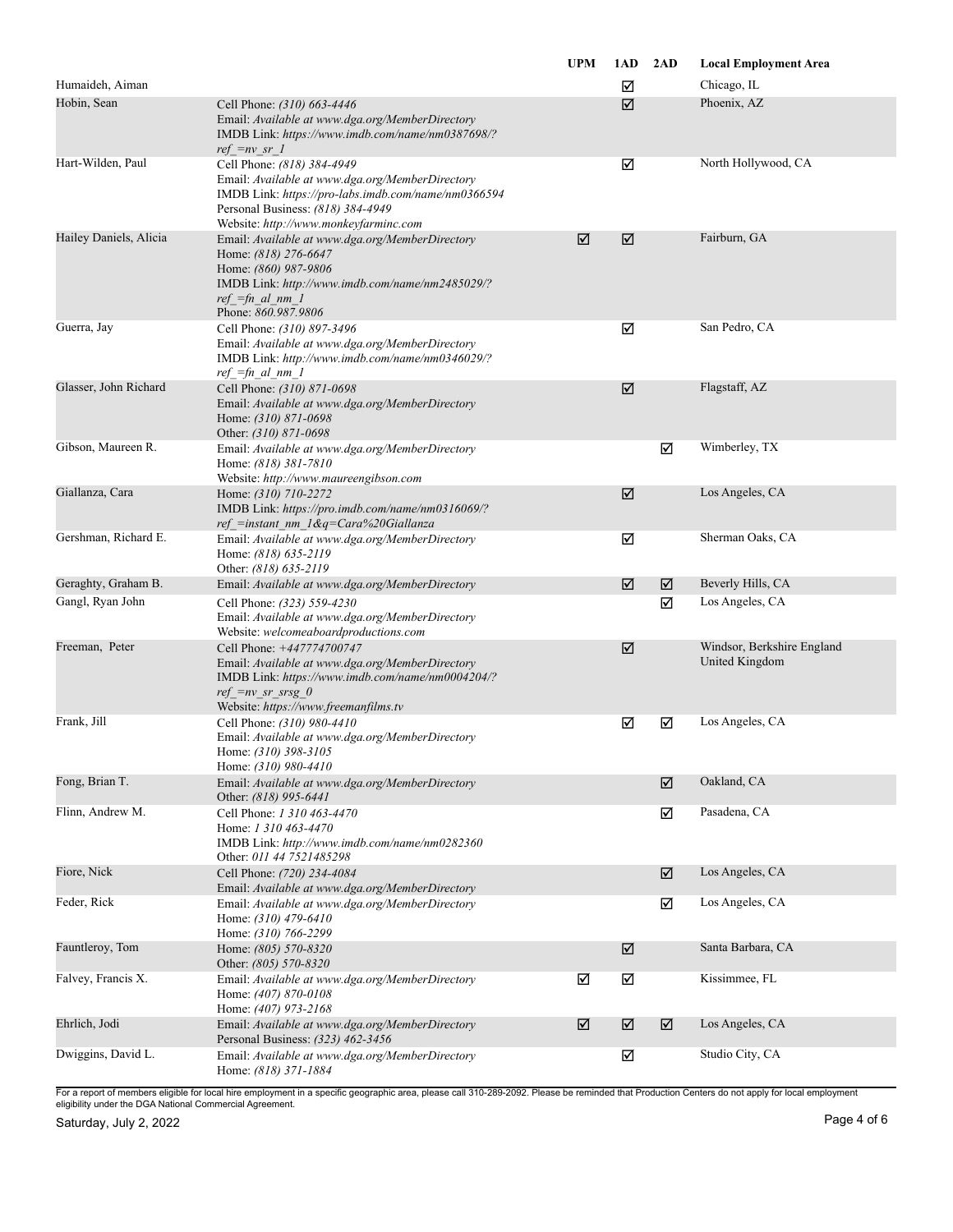| Name | Contact | UPM | 1AD | 2AD | Local Employment Area |
|---|---|---|---|---|---|
| Humaideh, Aiman | | | ☑ | | Chicago, IL |
| Hobin, Sean | Cell Phone: *(310) 663-4446*<br>Email: *Available at www.dga.org/MemberDirectory*<br>IMDB Link: *https://www.imdb.com/name/nm0387698/?ref_=nv_sr_1* | | ☑ | | Phoenix, AZ |
| Hart-Wilden, Paul | Cell Phone: *(818) 384-4949*<br>Email: *Available at www.dga.org/MemberDirectory*<br>IMDB Link: *https://pro-labs.imdb.com/name/nm0366594*<br>Personal Business: *(818) 384-4949*<br>Website: *http://www.monkeyfarminc.com* | | ☑ | | North Hollywood, CA |
| Hailey Daniels, Alicia | Email: *Available at www.dga.org/MemberDirectory*<br>Home: *(818) 276-6647*<br>Home: *(860) 987-9806*<br>IMDB Link: *http://www.imdb.com/name/nm2485029/?ref_=fn_al_nm_1*<br>Phone: *860.987.9806* | ☑ | ☑ | | Fairburn, GA |
| Guerra, Jay | Cell Phone: *(310) 897-3496*<br>Email: *Available at www.dga.org/MemberDirectory*<br>IMDB Link: *http://www.imdb.com/name/nm0346029/?ref_=fn_al_nm_1* | | ☑ | | San Pedro, CA |
| Glasser, John Richard | Cell Phone: *(310) 871-0698*<br>Email: *Available at www.dga.org/MemberDirectory*<br>Home: *(310) 871-0698*<br>Other: *(310) 871-0698* | | ☑ | | Flagstaff, AZ |
| Gibson, Maureen R. | Email: *Available at www.dga.org/MemberDirectory*<br>Home: *(818) 381-7810*<br>Website: *http://www.maureengibson.com* | | | ☑ | Wimberley, TX |
| Giallanza, Cara | Home: *(310) 710-2272*<br>IMDB Link: *https://pro.imdb.com/name/nm0316069/?ref_=instant_nm_1&q=Cara%20Giallanza* | | ☑ | | Los Angeles, CA |
| Gershman, Richard E. | Email: *Available at www.dga.org/MemberDirectory*<br>Home: *(818) 635-2119*<br>Other: *(818) 635-2119* | | ☑ | | Sherman Oaks, CA |
| Geraghty, Graham B. | Email: *Available at www.dga.org/MemberDirectory* | | ☑ | ☑ | Beverly Hills, CA |
| Gangl, Ryan John | Cell Phone: *(323) 559-4230*<br>Email: *Available at www.dga.org/MemberDirectory*<br>Website: *welcomeaboardproductions.com* | | | ☑ | Los Angeles, CA |
| Freeman, Peter | Cell Phone: *+447774700747*<br>Email: *Available at www.dga.org/MemberDirectory*<br>IMDB Link: *https://www.imdb.com/name/nm0004204/?ref_=nv_sr_srsg_0*<br>Website: *https://www.freemanfilms.tv* | | ☑ | | Windsor, Berkshire England United Kingdom |
| Frank, Jill | Cell Phone: *(310) 980-4410*<br>Email: *Available at www.dga.org/MemberDirectory*<br>Home: *(310) 398-3105*<br>Home: *(310) 980-4410* | | ☑ | ☑ | Los Angeles, CA |
| Fong, Brian T. | Email: *Available at www.dga.org/MemberDirectory*<br>Other: *(818) 995-6441* | | | ☑ | Oakland, CA |
| Flinn, Andrew M. | Cell Phone: *1 310 463-4470*<br>Home: *1 310 463-4470*<br>IMDB Link: *http://www.imdb.com/name/nm0282360*<br>Other: *011 44 7521485298* | | | ☑ | Pasadena, CA |
| Fiore, Nick | Cell Phone: *(720) 234-4084*<br>Email: *Available at www.dga.org/MemberDirectory* | | | ☑ | Los Angeles, CA |
| Feder, Rick | Email: *Available at www.dga.org/MemberDirectory*<br>Home: *(310) 479-6410*<br>Home: *(310) 766-2299* | | | ☑ | Los Angeles, CA |
| Fauntleroy, Tom | Home: *(805) 570-8320*<br>Other: *(805) 570-8320* | | ☑ | | Santa Barbara, CA |
| Falvey, Francis X. | Email: *Available at www.dga.org/MemberDirectory*<br>Home: *(407) 870-0108*<br>Home: *(407) 973-2168* | ☑ | ☑ | | Kissimmee, FL |
| Ehrlich, Jodi | Email: *Available at www.dga.org/MemberDirectory*<br>Personal Business: *(323) 462-3456* | ☑ | ☑ | ☑ | Los Angeles, CA |
| Dwiggins, David L. | Email: *Available at www.dga.org/MemberDirectory*<br>Home: *(818) 371-1884* | | ☑ | | Studio City, CA |

For a report of members eligible for local hire employment in a specific geographic area, please call 310-289-2092. Please be reminded that Production Centers do not apply for local employment eligibility under the DGA National Commercial Agreement.

Saturday, July 2, 2022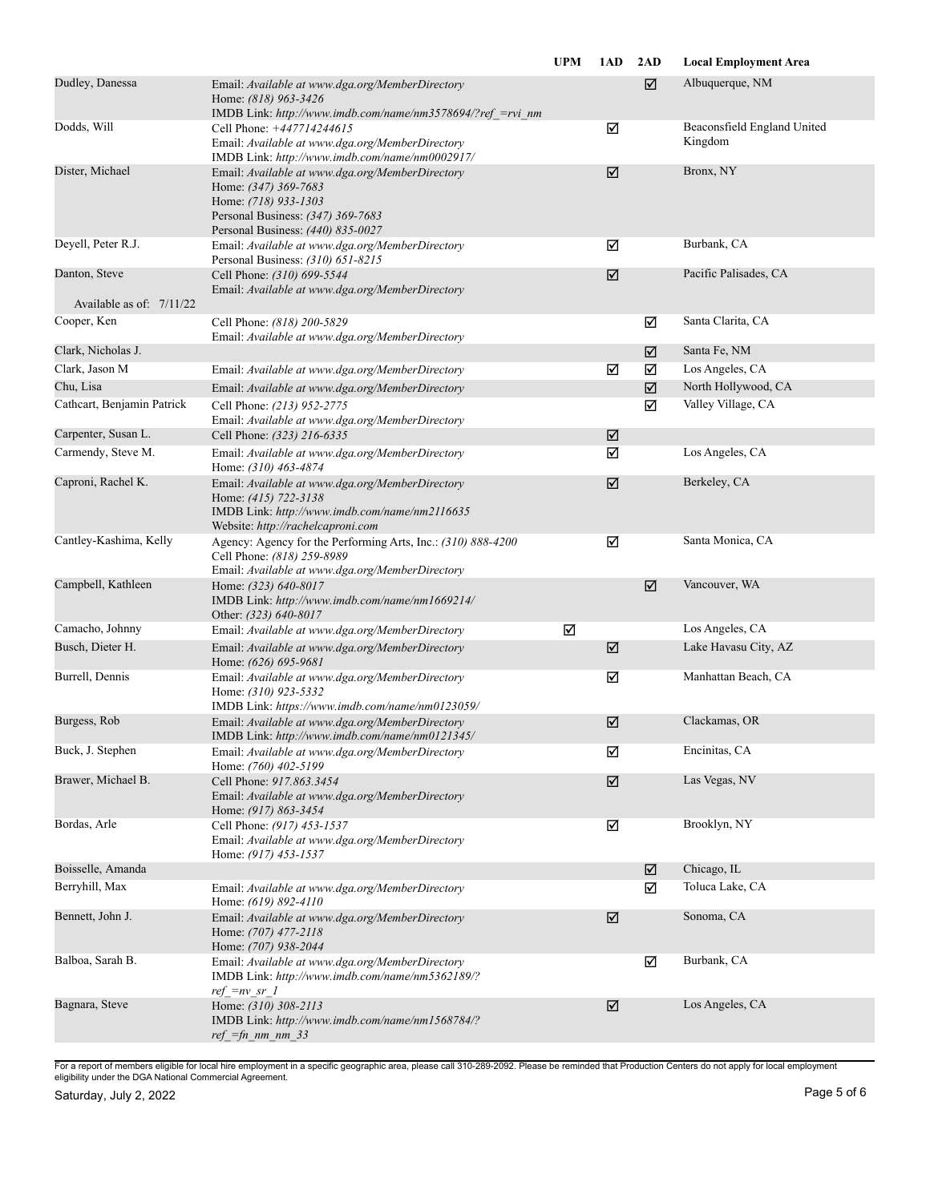| Name | Contact | UPM | 1AD | 2AD | Local Employment Area |
|---|---|---|---|---|---|
| Dudley, Danessa | Email: *Available at www.dga.org/MemberDirectory*<br>Home: *(818) 963-3426*<br>IMDB Link: *http://www.imdb.com/name/nm3578694/?ref_=rvi_nm* | | | ☑ | Albuquerque, NM |
| Dodds, Will | Cell Phone: *+447714244615*<br>Email: *Available at www.dga.org/MemberDirectory*<br>IMDB Link: *http://www.imdb.com/name/nm0002917/* | | ☑ | | Beaconsfield England United Kingdom |
| Dister, Michael | Email: *Available at www.dga.org/MemberDirectory*<br>Home: *(347) 369-7683*<br>Home: *(718) 933-1303*<br>Personal Business: *(347) 369-7683*<br>Personal Business: *(440) 835-0027* | | ☑ | | Bronx, NY |
| Deyell, Peter R.J. | Email: *Available at www.dga.org/MemberDirectory*<br>Personal Business: *(310) 651-8215* | | ☑ | | Burbank, CA |
| Danton, Steve<br>Available as of: 7/11/22 | Cell Phone: *(310) 699-5544*<br>Email: *Available at www.dga.org/MemberDirectory* | | ☑ | | Pacific Palisades, CA |
| Cooper, Ken | Cell Phone: *(818) 200-5829*<br>Email: *Available at www.dga.org/MemberDirectory* | | | ☑ | Santa Clarita, CA |
| Clark, Nicholas J. | | | | ☑ | Santa Fe, NM |
| Clark, Jason M | Email: *Available at www.dga.org/MemberDirectory* | | ☑ | ☑ | Los Angeles, CA |
| Chu, Lisa | Email: *Available at www.dga.org/MemberDirectory* | | | ☑ | North Hollywood, CA |
| Cathcart, Benjamin Patrick | Cell Phone: *(213) 952-2775*<br>Email: *Available at www.dga.org/MemberDirectory* | | | ☑ | Valley Village, CA |
| Carpenter, Susan L. | Cell Phone: *(323) 216-6335* | | ☑ | | |
| Carmendy, Steve M. | Email: *Available at www.dga.org/MemberDirectory*<br>Home: *(310) 463-4874* | | ☑ | | Los Angeles, CA |
| Caproni, Rachel K. | Email: *Available at www.dga.org/MemberDirectory*<br>Home: *(415) 722-3138*<br>IMDB Link: *http://www.imdb.com/name/nm2116635*<br>Website: *http://rachelcaproni.com* | | ☑ | | Berkeley, CA |
| Cantley-Kashima, Kelly | Agency: Agency for the Performing Arts, Inc.: *(310) 888-4200*<br>Cell Phone: *(818) 259-8989*<br>Email: *Available at www.dga.org/MemberDirectory* | | ☑ | | Santa Monica, CA |
| Campbell, Kathleen | Home: *(323) 640-8017*<br>IMDB Link: *http://www.imdb.com/name/nm1669214/*<br>Other: *(323) 640-8017* | | | ☑ | Vancouver, WA |
| Camacho, Johnny | Email: *Available at www.dga.org/MemberDirectory* | ☑ | | | Los Angeles, CA |
| Busch, Dieter H. | Email: *Available at www.dga.org/MemberDirectory*<br>Home: *(626) 695-9681* | | ☑ | | Lake Havasu City, AZ |
| Burrell, Dennis | Email: *Available at www.dga.org/MemberDirectory*<br>Home: *(310) 923-5332*<br>IMDB Link: *https://www.imdb.com/name/nm0123059/* | | ☑ | | Manhattan Beach, CA |
| Burgess, Rob | Email: *Available at www.dga.org/MemberDirectory*<br>IMDB Link: *http://www.imdb.com/name/nm0121345/* | | ☑ | | Clackamas, OR |
| Buck, J. Stephen | Email: *Available at www.dga.org/MemberDirectory*<br>Home: *(760) 402-5199* | | ☑ | | Encinitas, CA |
| Brawer, Michael B. | Cell Phone: *917.863.3454*<br>Email: *Available at www.dga.org/MemberDirectory*<br>Home: *(917) 863-3454* | | ☑ | | Las Vegas, NV |
| Bordas, Arle | Cell Phone: *(917) 453-1537*<br>Email: *Available at www.dga.org/MemberDirectory*<br>Home: *(917) 453-1537* | | ☑ | | Brooklyn, NY |
| Boisselle, Amanda | | | | ☑ | Chicago, IL |
| Berryhill, Max | Email: *Available at www.dga.org/MemberDirectory*<br>Home: *(619) 892-4110* | | | ☑ | Toluca Lake, CA |
| Bennett, John J. | Email: *Available at www.dga.org/MemberDirectory*<br>Home: *(707) 477-2118*<br>Home: *(707) 938-2044* | | ☑ | | Sonoma, CA |
| Balboa, Sarah B. | Email: *Available at www.dga.org/MemberDirectory*<br>IMDB Link: *http://www.imdb.com/name/nm5362189/?ref_=nv_sr_1* | | | ☑ | Burbank, CA |
| Bagnara, Steve | Home: *(310) 308-2113*<br>IMDB Link: *http://www.imdb.com/name/nm1568784/?ref_=fn_nm_nm_33* | | ☑ | | Los Angeles, CA |

For a report of members eligible for local hire employment in a specific geographic area, please call 310-289-2092. Please be reminded that Production Centers do not apply for local employment eligibility under the DGA National Commercial Agreement.

Saturday, July 2, 2022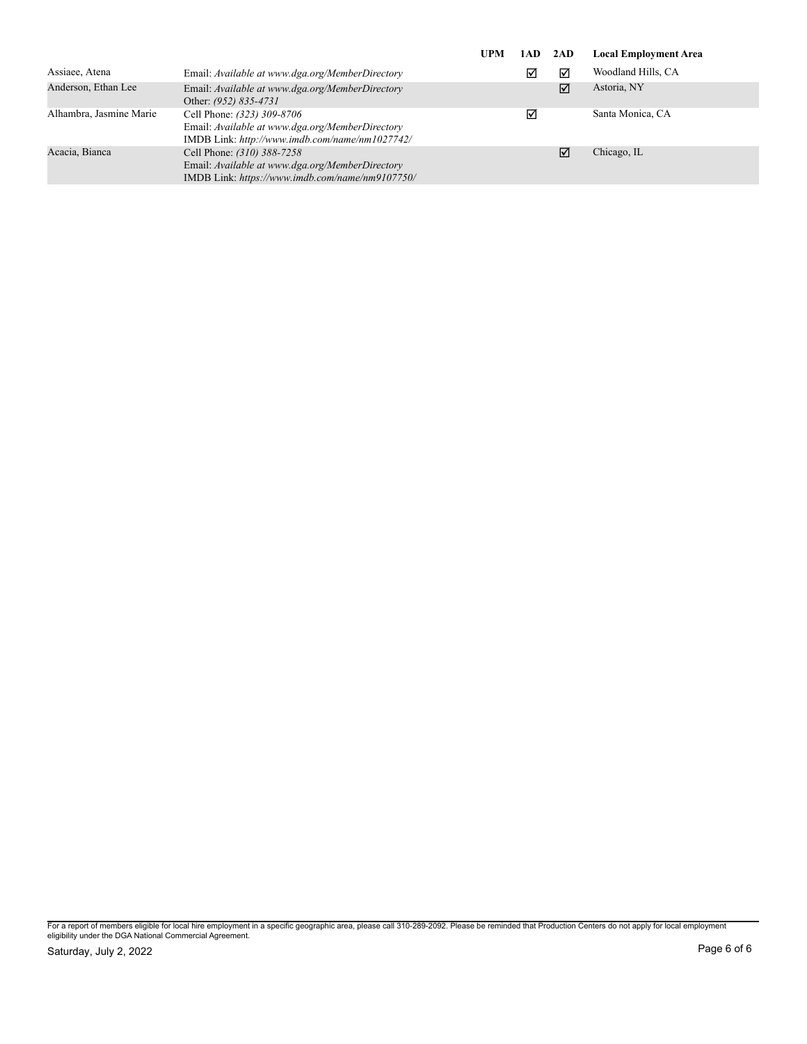| | | UPM | 1AD | 2AD | Local Employment Area |
|---|---|---|---|---|---|
| Assiaee, Atena | Email: *Available at www.dga.org/MemberDirectory* | | ☑ | ☑ | Woodland Hills, CA |
| Anderson, Ethan Lee | Email: *Available at www.dga.org/MemberDirectory*<br>Other: *(952) 835-4731* | | | ☑ | Astoria, NY |
| Alhambra, Jasmine Marie | Cell Phone: *(323) 309-8706*<br>Email: *Available at www.dga.org/MemberDirectory*<br>IMDB Link: *http://www.imdb.com/name/nm1027742/* | | ☑ | | Santa Monica, CA |
| Acacia, Bianca | Cell Phone: *(310) 388-7258*<br>Email: *Available at www.dga.org/MemberDirectory*<br>IMDB Link: *https://www.imdb.com/name/nm9107750/* | | | ☑ | Chicago, IL |

For a report of members eligible for local hire employment in a specific geographic area, please call 310-289-2092. Please be reminded that Production Centers do not apply for local employment eligibility under the DGA National Commercial Agreement.

Saturday, July 2, 2022